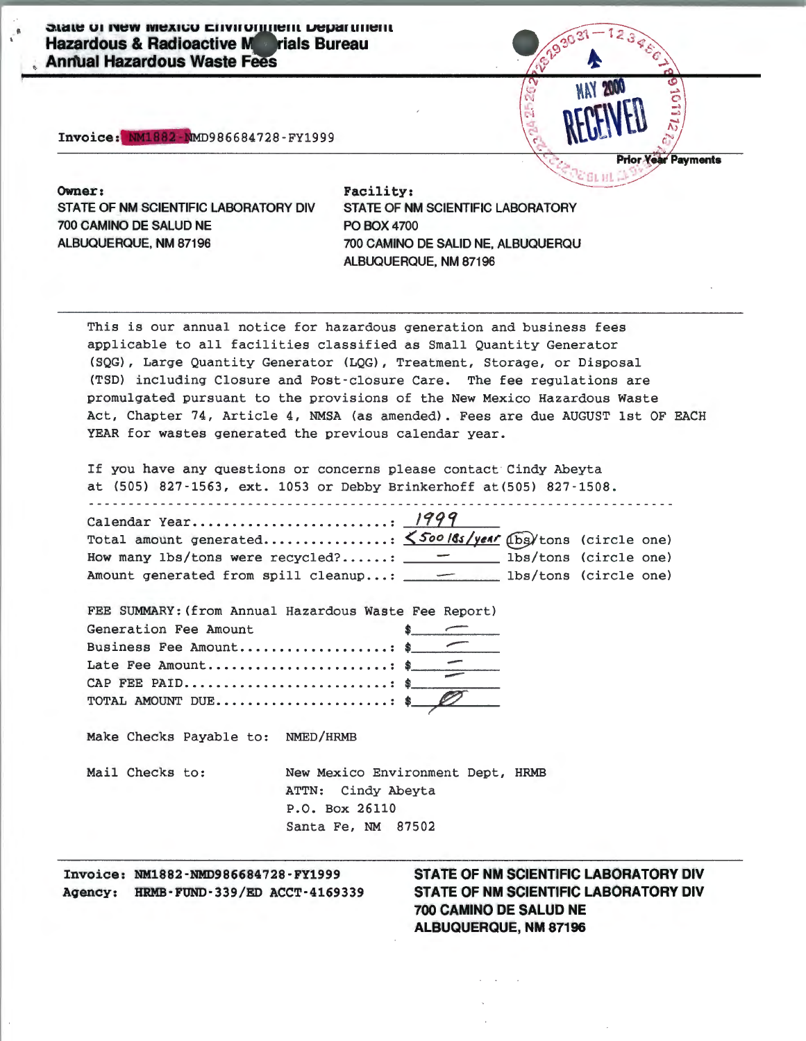State of New Mexico Environment Department
**Hazardous & Radioactive Materials Bureau**
**Annual Hazardous Waste Fees**

MAY 2000 RECEIVED

**Prior Year Payments**

**Invoice:** NM1882-NMD986684728-FY1999

**Owner:**
STATE OF NM SCIENTIFIC LABORATORY DIV
700 CAMINO DE SALUD NE
ALBUQUERQUE, NM 87196

**Facility:**
STATE OF NM SCIENTIFIC LABORATORY
PO BOX 4700
700 CAMINO DE SALID NE, ALBUQUERQU
ALBUQUERQUE, NM 87196

This is our annual notice for hazardous generation and business fees applicable to all facilities classified as Small Quantity Generator (SQG), Large Quantity Generator (LQG), Treatment, Storage, or Disposal (TSD) including Closure and Post-closure Care. The fee regulations are promulgated pursuant to the provisions of the New Mexico Hazardous Waste Act, Chapter 74, Article 4, NMSA (as amended). Fees are due AUGUST 1st OF EACH YEAR for wastes generated the previous calendar year.

If you have any questions or concerns please contact Cindy Abeyta at (505) 827-1563, ext. 1053 or Debby Brinkerhoff at (505) 827-1508.

Calendar Year.........................: 1999
Total amount generated................: <500 lbs/year lbs/tons (circle one) [lbs circled]
How many lbs/tons were recycled?......: — lbs/tons (circle one)
Amount generated from spill cleanup...: — lbs/tons (circle one)

FEE SUMMARY: (from Annual Hazardous Waste Fee Report)
Generation Fee Amount $ —
Business Fee Amount...................: $ —
Late Fee Amount.......................: $ —
CAP FEE PAID..........................: $ —
TOTAL AMOUNT DUE......................: $ Ø

Make Checks Payable to: NMED/HRMB

Mail Checks to: New Mexico Environment Dept, HRMB
ATTN: Cindy Abeyta
P.O. Box 26110
Santa Fe, NM 87502

**Invoice:** NM1882-NMD986684728-FY1999
**Agency:** HRMB-FUND-339/ED ACCT-4169339

**STATE OF NM SCIENTIFIC LABORATORY DIV**
**STATE OF NM SCIENTIFIC LABORATORY DIV**
**700 CAMINO DE SALUD NE**
**ALBUQUERQUE, NM 87196**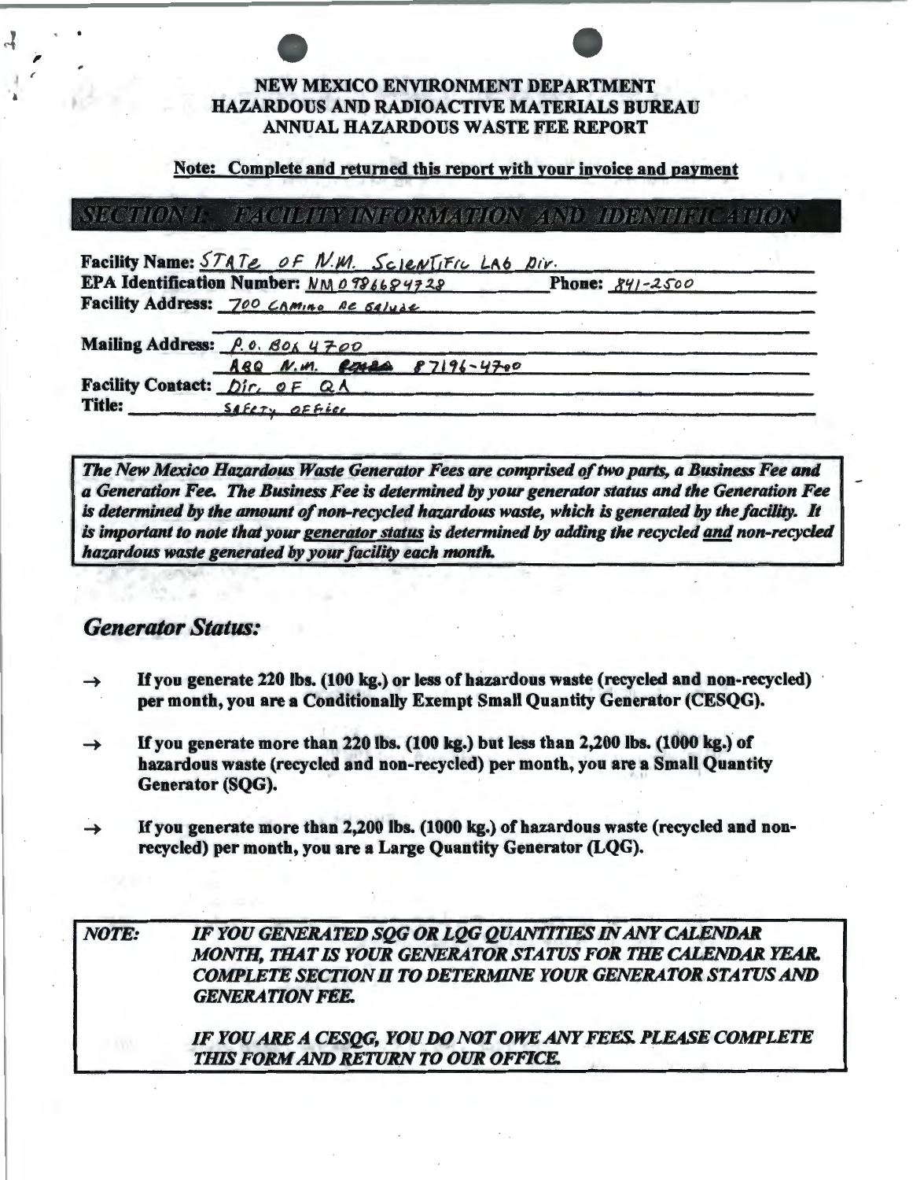# NEW MEXICO ENVIRONMENT DEPARTMENT
# HAZARDOUS AND RADIOACTIVE MATERIALS BUREAU
# ANNUAL HAZARDOUS WASTE FEE REPORT

**Note: Complete and returned this report with your invoice and payment**

## SECTION I: FACILITY INFORMATION AND IDENTIFICATION

**Facility Name:** STATe OF N.M. ScienTiFic LAb Div.

**EPA Identification Number:** NM 0986684728 **Phone:** 841-2500

**Facility Address:** 700 CAMino De Salude

**Mailing Address:** P.O. Box 4700
ABQ N.M. 87196-4700

**Facility Contact:** Dir. OF QA

**Title:** SAFeTy OFFicer

***The New Mexico Hazardous Waste Generator Fees are comprised of two parts, a Business Fee and a Generation Fee. The Business Fee is determined by your generator status and the Generation Fee is determined by the amount of non-recycled hazardous waste, which is generated by the facility. It is important to note that your generator status is determined by adding the recycled and non-recycled hazardous waste generated by your facility each month.***

## *Generator Status:*

→ **If you generate 220 lbs. (100 kg.) or less of hazardous waste (recycled and non-recycled) per month, you are a Conditionally Exempt Small Quantity Generator (CESQG).**

→ **If you generate more than 220 lbs. (100 kg.) but less than 2,200 lbs. (1000 kg.) of hazardous waste (recycled and non-recycled) per month, you are a Small Quantity Generator (SQG).**

→ **If you generate more than 2,200 lbs. (1000 kg.) of hazardous waste (recycled and non-recycled) per month, you are a Large Quantity Generator (LQG).**

***NOTE: IF YOU GENERATED SQG OR LQG QUANTITIES IN ANY CALENDAR MONTH, THAT IS YOUR GENERATOR STATUS FOR THE CALENDAR YEAR. COMPLETE SECTION II TO DETERMINE YOUR GENERATOR STATUS AND GENERATION FEE.***

***IF YOU ARE A CESQG, YOU DO NOT OWE ANY FEES. PLEASE COMPLETE THIS FORM AND RETURN TO OUR OFFICE.***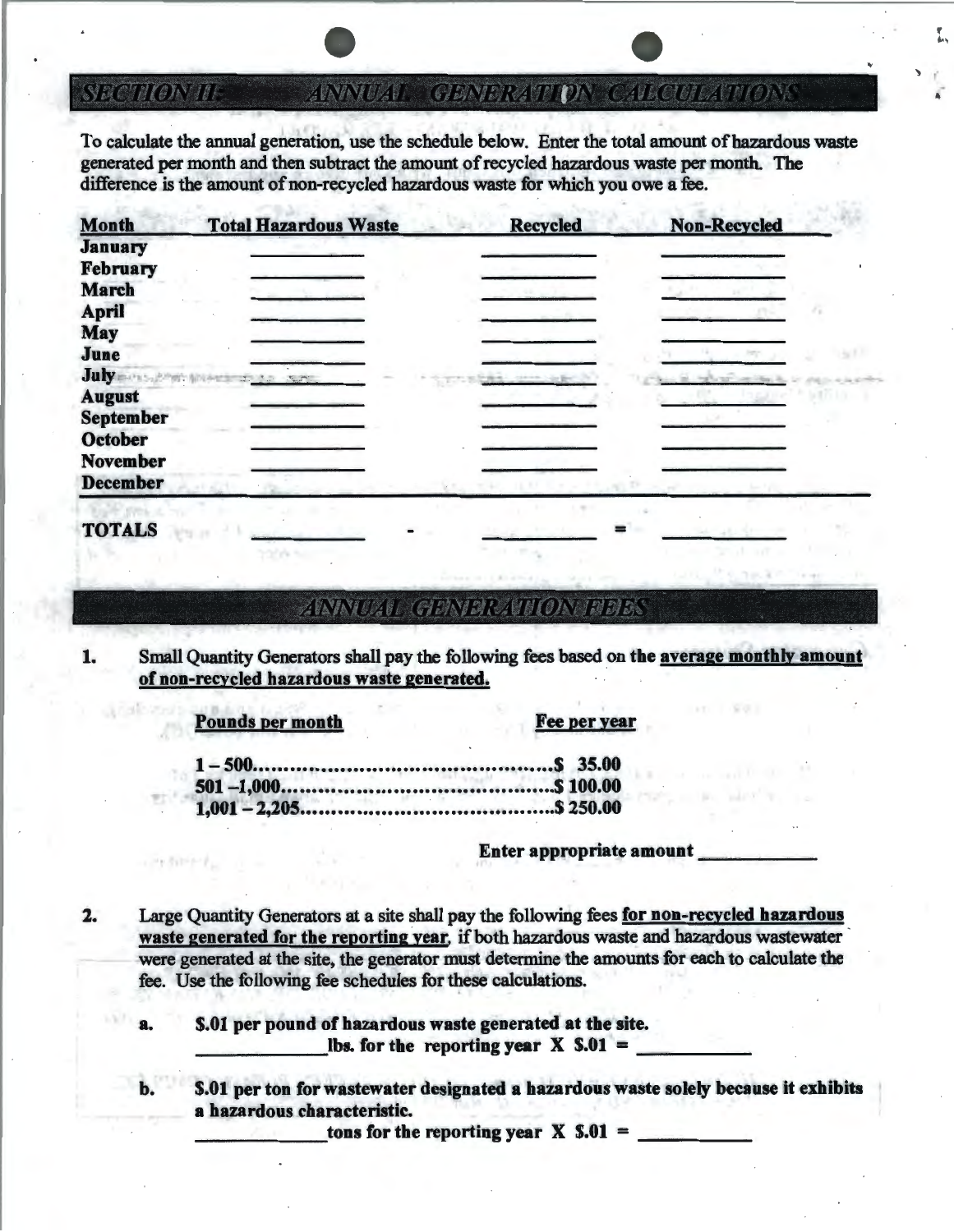## SECTION II: ANNUAL GENERATION CALCULATIONS

To calculate the annual generation, use the schedule below. Enter the total amount of hazardous waste generated per month and then subtract the amount of recycled hazardous waste per month. The difference is the amount of non-recycled hazardous waste for which you owe a fee.

| Month | Total Hazardous Waste | | Recycled | | Non-Recycled |
|---|---|---|---|---|---|
| **January** | ________ | | ________ | | ________ |
| **February** | ________ | | ________ | | ________ |
| **March** | ________ | | ________ | | ________ |
| **April** | ________ | | ________ | | ________ |
| **May** | ________ | | ________ | | ________ |
| **June** | ________ | | ________ | | ________ |
| **July** | ________ | | ________ | | ________ |
| **August** | ________ | | ________ | | ________ |
| **September** | ________ | | ________ | | ________ |
| **October** | ________ | | ________ | | ________ |
| **November** | ________ | | ________ | | ________ |
| **December** | | | | | |
| **TOTALS** | ________ | - | ________ | = | ________ |

## ANNUAL GENERATION FEES

1. Small Quantity Generators shall pay the following fees based on the **average monthly amount of non-recycled hazardous waste generated.**

| Pounds per month | Fee per year |
|---|---|
| **1 – 500** | **$ 35.00** |
| **501 –1,000** | **$ 100.00** |
| **1,001 – 2,205** | **$ 250.00** |

**Enter appropriate amount** ____________

2. Large Quantity Generators at a site shall pay the following fees **for non-recycled hazardous waste generated for the reporting year**, if both hazardous waste and hazardous wastewater were generated at the site, the generator must determine the amounts for each to calculate the fee. Use the following fee schedules for these calculations.

   a. **$.01 per pound of hazardous waste generated at the site.**
   ____________ **lbs. for the reporting year X $.01 =** ____________

   b. **$.01 per ton for wastewater designated a hazardous waste solely because it exhibits a hazardous characteristic.**
   ____________ **tons for the reporting year X $.01 =** ____________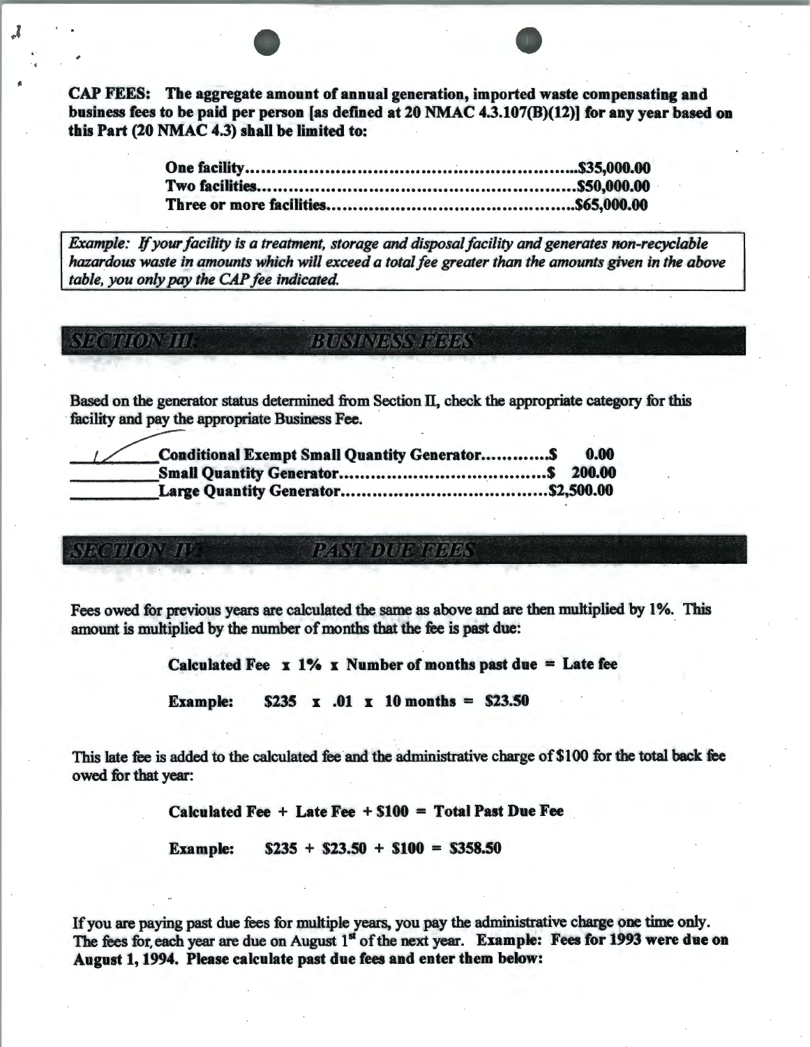**CAP FEES: The aggregate amount of annual generation, imported waste compensating and business fees to be paid per person [as defined at 20 NMAC 4.3.107(B)(12)] for any year based on this Part (20 NMAC 4.3) shall be limited to:**

| | |
|---|---|
| **One facility** | **$35,000.00** |
| **Two facilities** | **$50,000.00** |
| **Three or more facilities** | **$65,000.00** |

*Example: If your facility is a treatment, storage and disposal facility and generates non-recyclable hazardous waste in amounts which will exceed a total fee greater than the amounts given in the above table, you only pay the CAP fee indicated.*

## SECTION III: BUSINESS FEES

Based on the generator status determined from Section II, check the appropriate category for this facility and pay the appropriate Business Fee.

| | | |
|---|---|---|
| ✓ | **Conditional Exempt Small Quantity Generator** | **$ 0.00** |
| | **Small Quantity Generator** | **$ 200.00** |
| | **Large Quantity Generator** | **$2,500.00** |

## SECTION IV: PAST DUE FEES

Fees owed for previous years are calculated the same as above and are then multiplied by 1%. This amount is multiplied by the number of months that the fee is past due:

**Calculated Fee x 1% x Number of months past due = Late fee**

**Example: $235 x .01 x 10 months = $23.50**

This late fee is added to the calculated fee and the administrative charge of $100 for the total back fee owed for that year:

**Calculated Fee + Late Fee + $100 = Total Past Due Fee**

**Example: $235 + $23.50 + $100 = $358.50**

If you are paying past due fees for multiple years, you pay the administrative charge one time only. The fees for each year are due on August 1st of the next year. **Example: Fees for 1993 were due on August 1, 1994. Please calculate past due fees and enter them below:**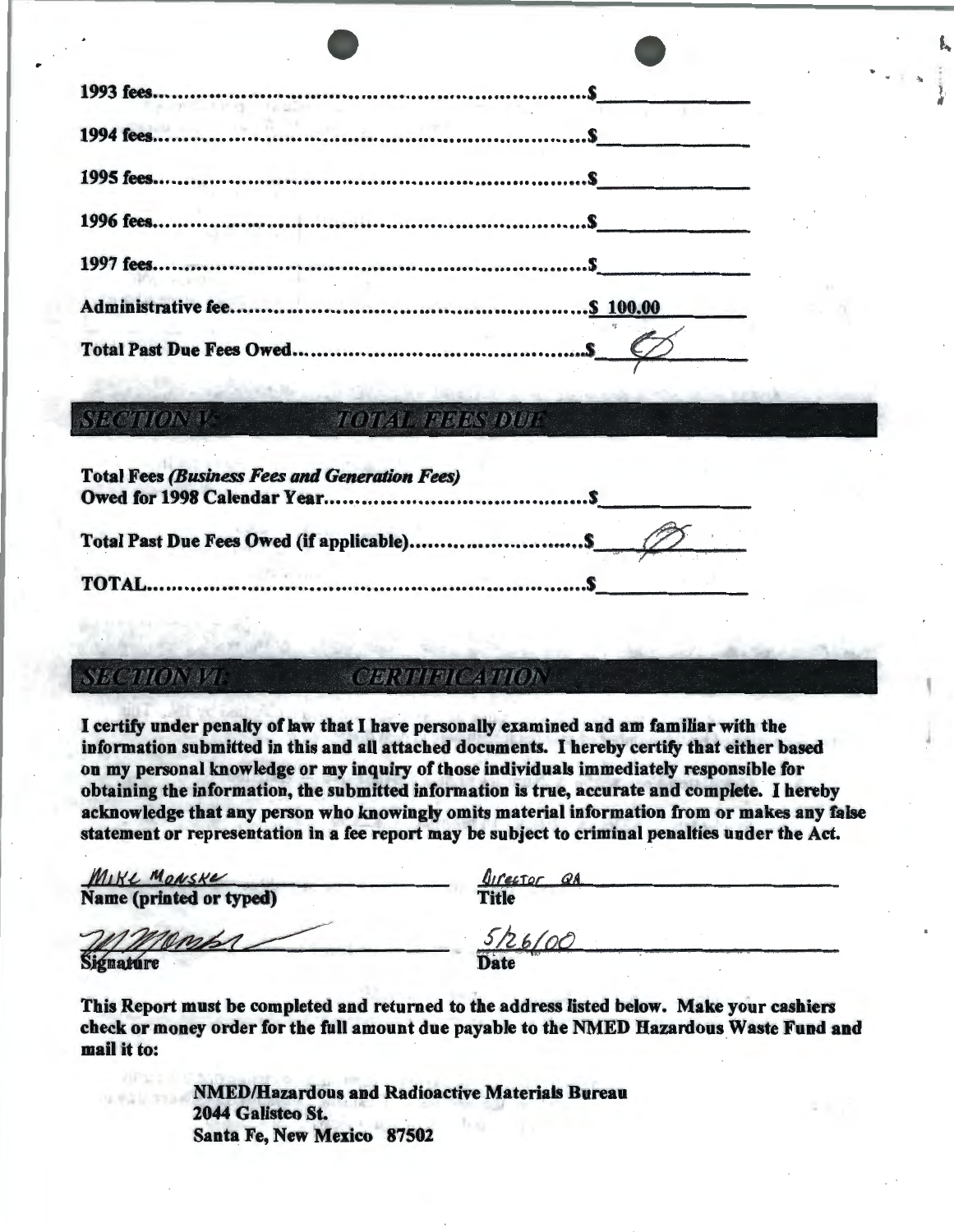1993 fees........................................................................$ ____________

1994 fees........................................................................$ ____________

1995 fees........................................................................$ ____________

1996 fees........................................................................$ ____________

1997 fees........................................................................$ ____________

Administrative fee..........................................................$ 100.00

Total Past Due Fees Owed...............................................$ Ø

## SECTION V: TOTAL FEES DUE

Total Fees *(Business Fees and Generation Fees)*
Owed for 1998 Calendar Year............................................$ ____________

Total Past Due Fees Owed (if applicable).............................$ Ø

TOTAL...............................................................................$ ____________

## SECTION VI: CERTIFICATION

**I certify under penalty of law that I have personally examined and am familiar with the information submitted in this and all attached documents. I hereby certify that either based on my personal knowledge or my inquiry of those individuals immediately responsible for obtaining the information, the submitted information is true, accurate and complete. I hereby acknowledge that any person who knowingly omits material information from or makes any false statement or representation in a fee report may be subject to criminal penalties under the Act.**

MIKE MONSKE
**Name (printed or typed)**

Director QA
**Title**

[Signature]
**Signature**

5/26/00
**Date**

**This Report must be completed and returned to the address listed below. Make your cashiers check or money order for the full amount due payable to the NMED Hazardous Waste Fund and mail it to:**

**NMED/Hazardous and Radioactive Materials Bureau**
**2044 Galisteo St.**
**Santa Fe, New Mexico 87502**